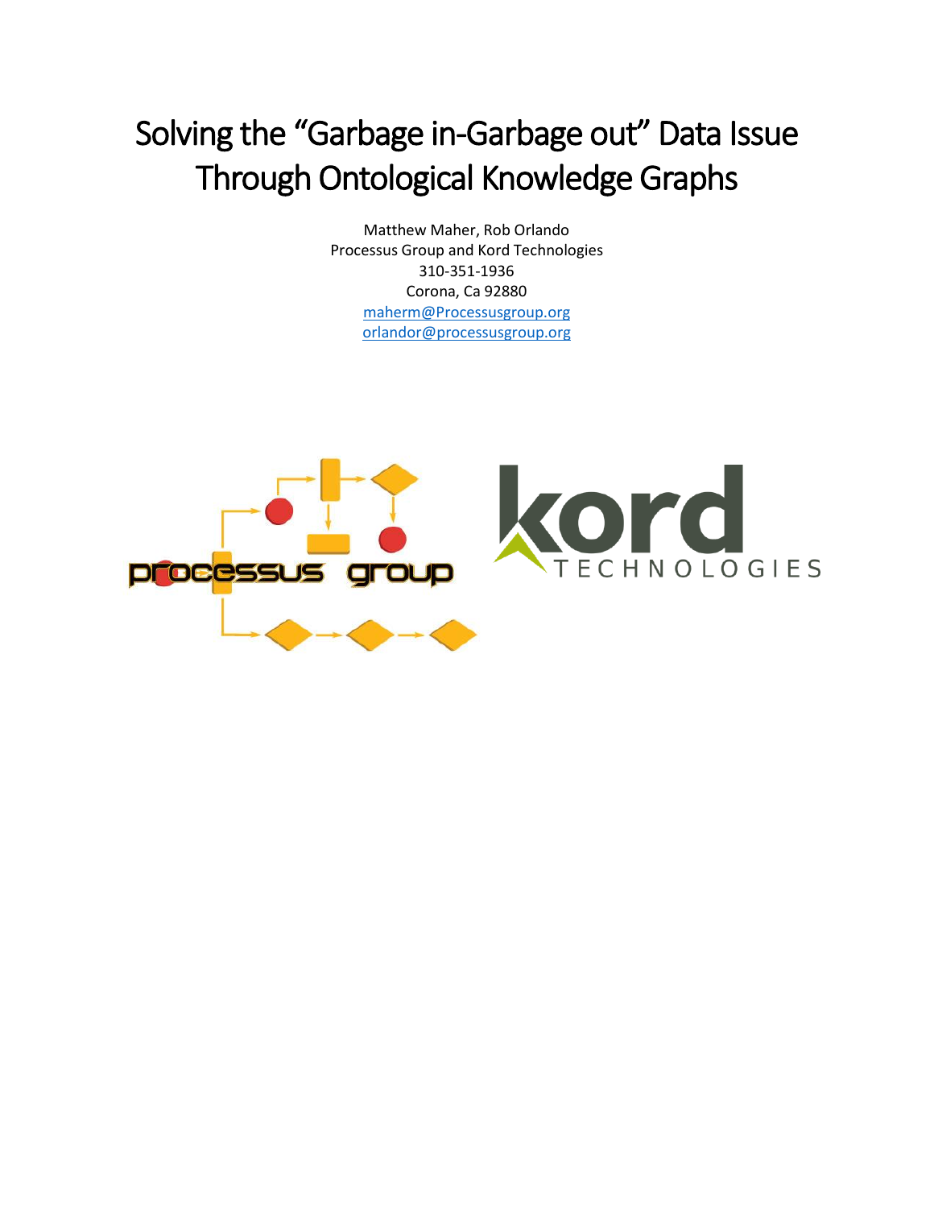# Solving the "Garbage in-Garbage out" Data Issue Through Ontological Knowledge Graphs

Matthew Maher, Rob Orlando
Processus Group and Kord Technologies
310-351-1936
Corona, Ca 92880
maherm@Processusgroup.org
orlandor@processusgroup.org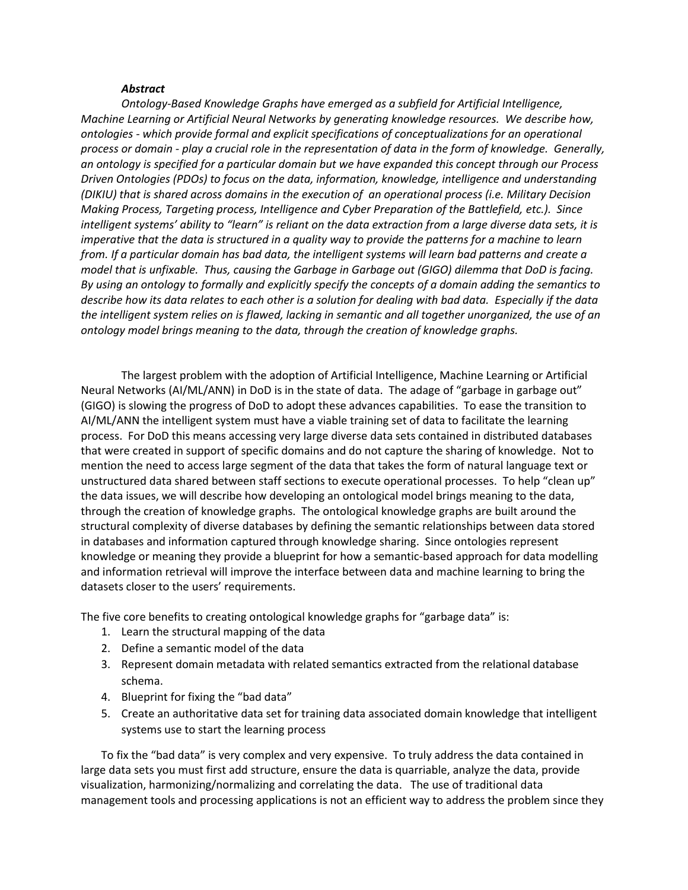***Abstract***

*Ontology-Based Knowledge Graphs have emerged as a subfield for Artificial Intelligence, Machine Learning or Artificial Neural Networks by generating knowledge resources. We describe how, ontologies - which provide formal and explicit specifications of conceptualizations for an operational process or domain - play a crucial role in the representation of data in the form of knowledge. Generally, an ontology is specified for a particular domain but we have expanded this concept through our Process Driven Ontologies (PDOs) to focus on the data, information, knowledge, intelligence and understanding (DIKIU) that is shared across domains in the execution of an operational process (i.e. Military Decision Making Process, Targeting process, Intelligence and Cyber Preparation of the Battlefield, etc.). Since intelligent systems' ability to "learn" is reliant on the data extraction from a large diverse data sets, it is imperative that the data is structured in a quality way to provide the patterns for a machine to learn from. If a particular domain has bad data, the intelligent systems will learn bad patterns and create a model that is unfixable. Thus, causing the Garbage in Garbage out (GIGO) dilemma that DoD is facing. By using an ontology to formally and explicitly specify the concepts of a domain adding the semantics to describe how its data relates to each other is a solution for dealing with bad data. Especially if the data the intelligent system relies on is flawed, lacking in semantic and all together unorganized, the use of an ontology model brings meaning to the data, through the creation of knowledge graphs.*

The largest problem with the adoption of Artificial Intelligence, Machine Learning or Artificial Neural Networks (AI/ML/ANN) in DoD is in the state of data. The adage of "garbage in garbage out" (GIGO) is slowing the progress of DoD to adopt these advances capabilities. To ease the transition to AI/ML/ANN the intelligent system must have a viable training set of data to facilitate the learning process. For DoD this means accessing very large diverse data sets contained in distributed databases that were created in support of specific domains and do not capture the sharing of knowledge. Not to mention the need to access large segment of the data that takes the form of natural language text or unstructured data shared between staff sections to execute operational processes. To help "clean up" the data issues, we will describe how developing an ontological model brings meaning to the data, through the creation of knowledge graphs. The ontological knowledge graphs are built around the structural complexity of diverse databases by defining the semantic relationships between data stored in databases and information captured through knowledge sharing. Since ontologies represent knowledge or meaning they provide a blueprint for how a semantic-based approach for data modelling and information retrieval will improve the interface between data and machine learning to bring the datasets closer to the users' requirements.

The five core benefits to creating ontological knowledge graphs for "garbage data" is:

1. Learn the structural mapping of the data
2. Define a semantic model of the data
3. Represent domain metadata with related semantics extracted from the relational database schema.
4. Blueprint for fixing the "bad data"
5. Create an authoritative data set for training data associated domain knowledge that intelligent systems use to start the learning process

To fix the "bad data" is very complex and very expensive. To truly address the data contained in large data sets you must first add structure, ensure the data is quarriable, analyze the data, provide visualization, harmonizing/normalizing and correlating the data. The use of traditional data management tools and processing applications is not an efficient way to address the problem since they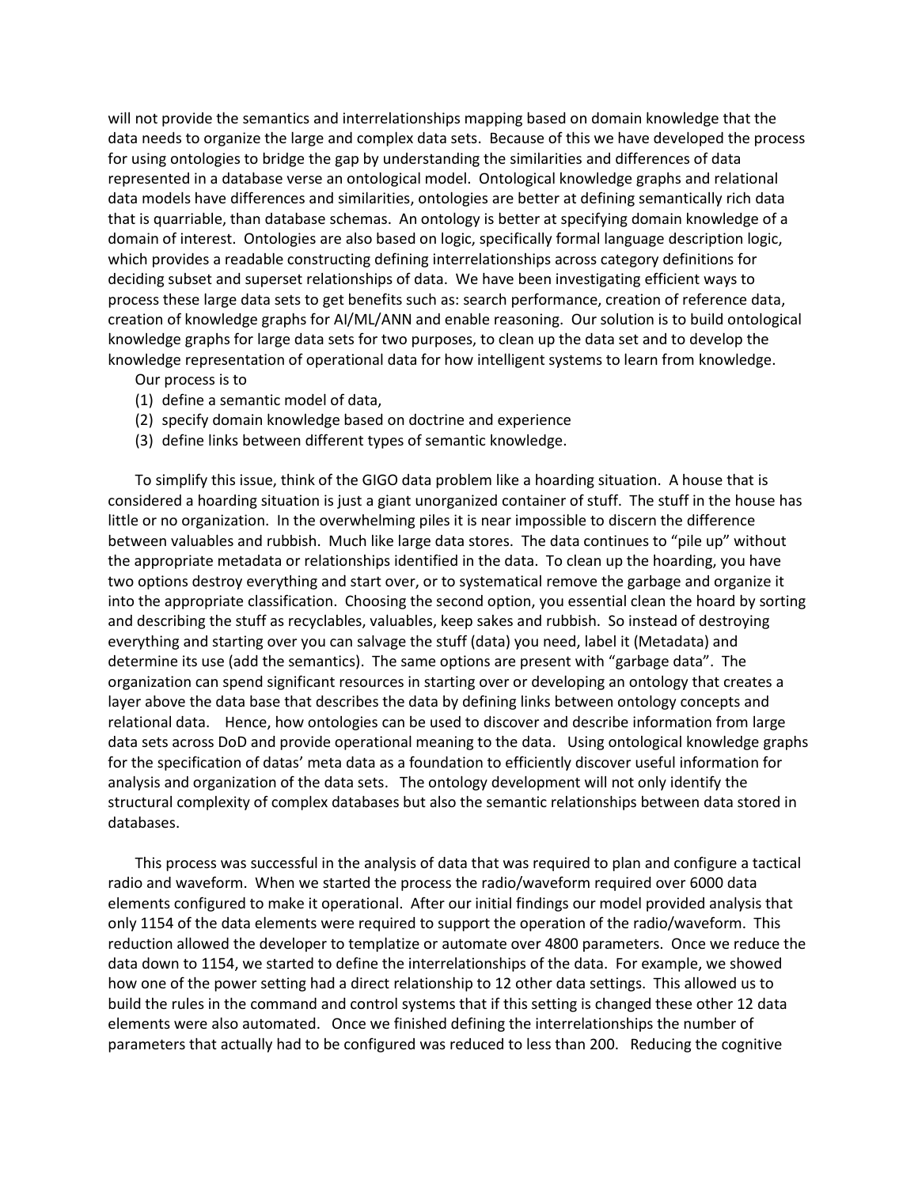will not provide the semantics and interrelationships mapping based on domain knowledge that the data needs to organize the large and complex data sets. Because of this we have developed the process for using ontologies to bridge the gap by understanding the similarities and differences of data represented in a database verse an ontological model. Ontological knowledge graphs and relational data models have differences and similarities, ontologies are better at defining semantically rich data that is quarriable, than database schemas. An ontology is better at specifying domain knowledge of a domain of interest. Ontologies are also based on logic, specifically formal language description logic, which provides a readable constructing defining interrelationships across category definitions for deciding subset and superset relationships of data. We have been investigating efficient ways to process these large data sets to get benefits such as: search performance, creation of reference data, creation of knowledge graphs for AI/ML/ANN and enable reasoning. Our solution is to build ontological knowledge graphs for large data sets for two purposes, to clean up the data set and to develop the knowledge representation of operational data for how intelligent systems to learn from knowledge.

Our process is to

(1) define a semantic model of data,
(2) specify domain knowledge based on doctrine and experience
(3) define links between different types of semantic knowledge.

To simplify this issue, think of the GIGO data problem like a hoarding situation. A house that is considered a hoarding situation is just a giant unorganized container of stuff. The stuff in the house has little or no organization. In the overwhelming piles it is near impossible to discern the difference between valuables and rubbish. Much like large data stores. The data continues to "pile up" without the appropriate metadata or relationships identified in the data. To clean up the hoarding, you have two options destroy everything and start over, or to systematical remove the garbage and organize it into the appropriate classification. Choosing the second option, you essential clean the hoard by sorting and describing the stuff as recyclables, valuables, keep sakes and rubbish. So instead of destroying everything and starting over you can salvage the stuff (data) you need, label it (Metadata) and determine its use (add the semantics). The same options are present with "garbage data". The organization can spend significant resources in starting over or developing an ontology that creates a layer above the data base that describes the data by defining links between ontology concepts and relational data. Hence, how ontologies can be used to discover and describe information from large data sets across DoD and provide operational meaning to the data. Using ontological knowledge graphs for the specification of datas' meta data as a foundation to efficiently discover useful information for analysis and organization of the data sets. The ontology development will not only identify the structural complexity of complex databases but also the semantic relationships between data stored in databases.

This process was successful in the analysis of data that was required to plan and configure a tactical radio and waveform. When we started the process the radio/waveform required over 6000 data elements configured to make it operational. After our initial findings our model provided analysis that only 1154 of the data elements were required to support the operation of the radio/waveform. This reduction allowed the developer to templatize or automate over 4800 parameters. Once we reduce the data down to 1154, we started to define the interrelationships of the data. For example, we showed how one of the power setting had a direct relationship to 12 other data settings. This allowed us to build the rules in the command and control systems that if this setting is changed these other 12 data elements were also automated. Once we finished defining the interrelationships the number of parameters that actually had to be configured was reduced to less than 200. Reducing the cognitive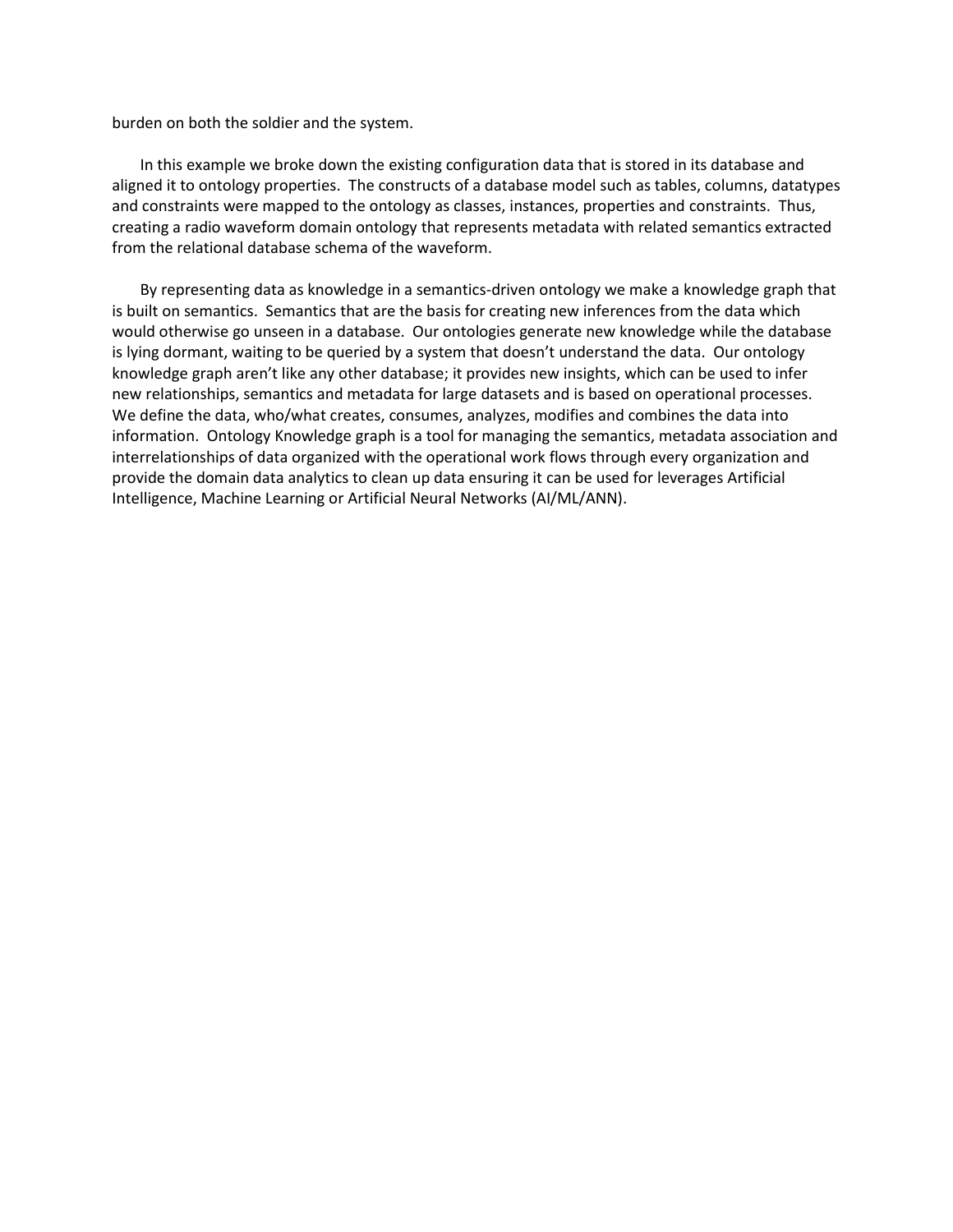burden on both the soldier and the system.

In this example we broke down the existing configuration data that is stored in its database and aligned it to ontology properties. The constructs of a database model such as tables, columns, datatypes and constraints were mapped to the ontology as classes, instances, properties and constraints. Thus, creating a radio waveform domain ontology that represents metadata with related semantics extracted from the relational database schema of the waveform.

By representing data as knowledge in a semantics-driven ontology we make a knowledge graph that is built on semantics. Semantics that are the basis for creating new inferences from the data which would otherwise go unseen in a database. Our ontologies generate new knowledge while the database is lying dormant, waiting to be queried by a system that doesn't understand the data. Our ontology knowledge graph aren't like any other database; it provides new insights, which can be used to infer new relationships, semantics and metadata for large datasets and is based on operational processes. We define the data, who/what creates, consumes, analyzes, modifies and combines the data into information. Ontology Knowledge graph is a tool for managing the semantics, metadata association and interrelationships of data organized with the operational work flows through every organization and provide the domain data analytics to clean up data ensuring it can be used for leverages Artificial Intelligence, Machine Learning or Artificial Neural Networks (AI/ML/ANN).